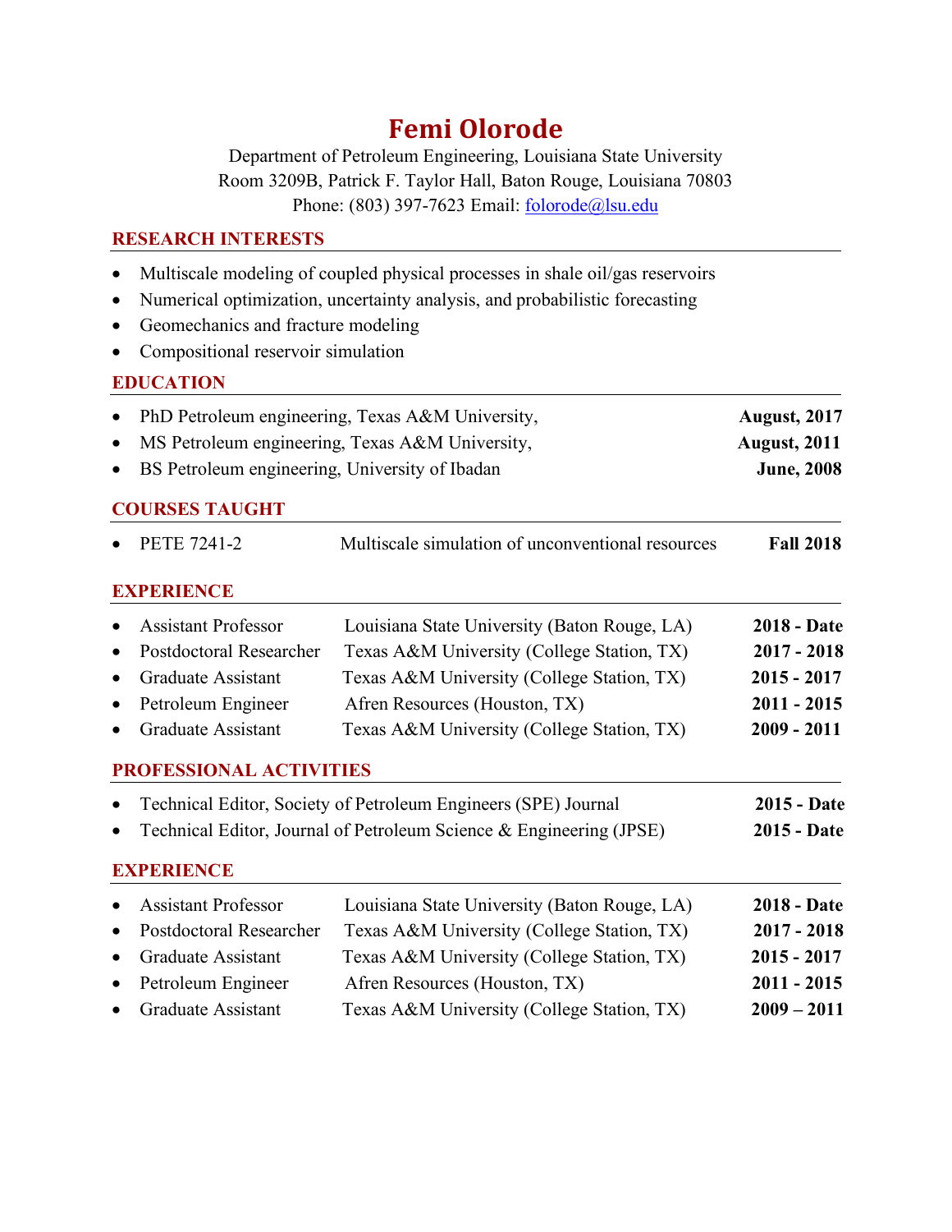# Femi Olorode

Department of Petroleum Engineering, Louisiana State University
Room 3209B, Patrick F. Taylor Hall, Baton Rouge, Louisiana 70803
Phone: (803) 397-7623 Email: folorode@lsu.edu

## RESEARCH INTERESTS

- Multiscale modeling of coupled physical processes in shale oil/gas reservoirs
- Numerical optimization, uncertainty analysis, and probabilistic forecasting
- Geomechanics and fracture modeling
- Compositional reservoir simulation

## EDUCATION

- PhD Petroleum engineering, Texas A&M University, **August, 2017**
- MS Petroleum engineering, Texas A&M University, **August, 2011**
- BS Petroleum engineering, University of Ibadan **June, 2008**

## COURSES TAUGHT

- PETE 7241-2 Multiscale simulation of unconventional resources **Fall 2018**

## EXPERIENCE

- Assistant Professor Louisiana State University (Baton Rouge, LA) **2018 - Date**
- Postdoctoral Researcher Texas A&M University (College Station, TX) **2017 - 2018**
- Graduate Assistant Texas A&M University (College Station, TX) **2015 - 2017**
- Petroleum Engineer Afren Resources (Houston, TX) **2011 - 2015**
- Graduate Assistant Texas A&M University (College Station, TX) **2009 - 2011**

## PROFESSIONAL ACTIVITIES

- Technical Editor, Society of Petroleum Engineers (SPE) Journal **2015 - Date**
- Technical Editor, Journal of Petroleum Science & Engineering (JPSE) **2015 - Date**

## EXPERIENCE

- Assistant Professor Louisiana State University (Baton Rouge, LA) **2018 - Date**
- Postdoctoral Researcher Texas A&M University (College Station, TX) **2017 - 2018**
- Graduate Assistant Texas A&M University (College Station, TX) **2015 - 2017**
- Petroleum Engineer Afren Resources (Houston, TX) **2011 - 2015**
- Graduate Assistant Texas A&M University (College Station, TX) **2009 – 2011**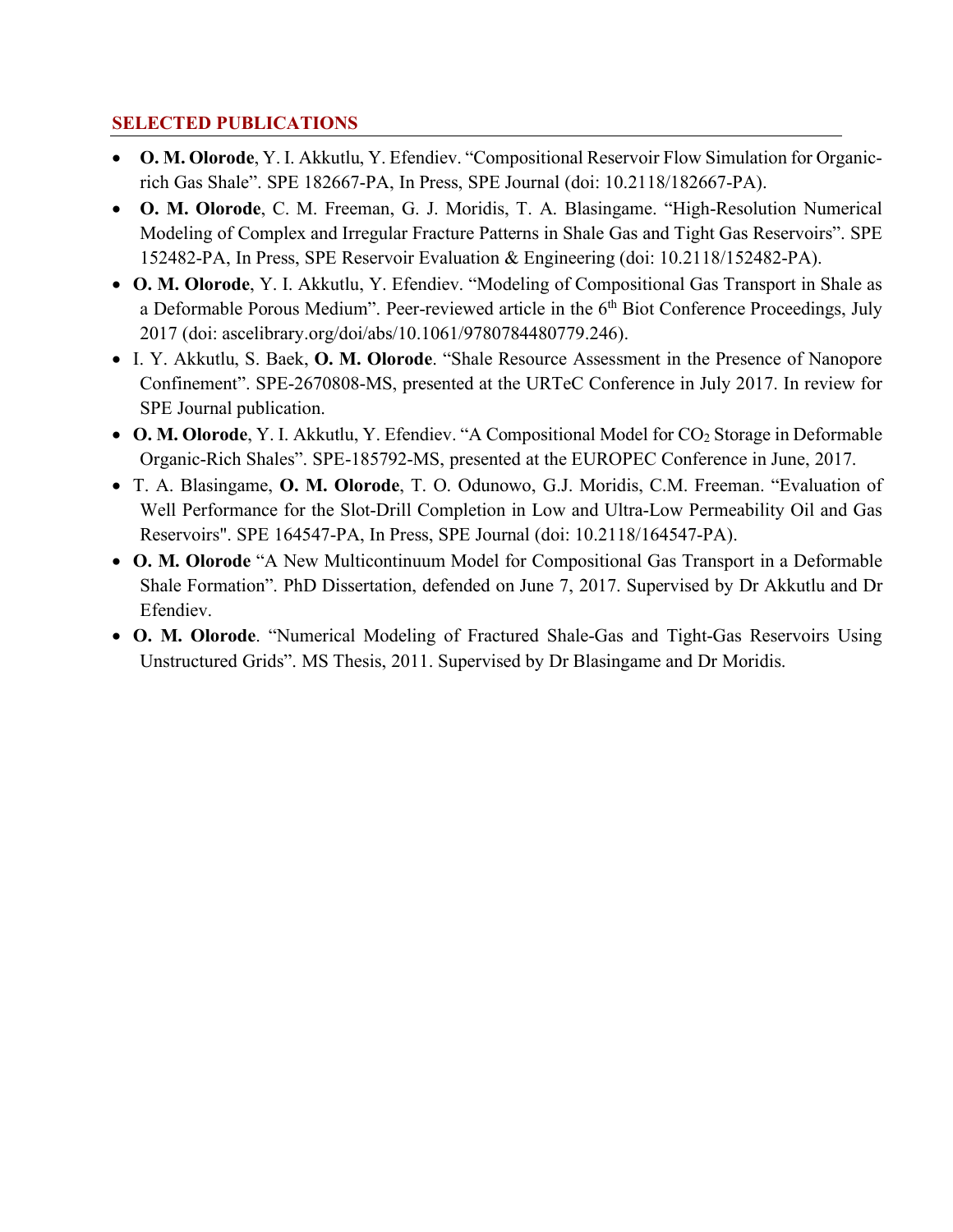## SELECTED PUBLICATIONS

- **O. M. Olorode**, Y. I. Akkutlu, Y. Efendiev. "Compositional Reservoir Flow Simulation for Organic-rich Gas Shale". SPE 182667-PA, In Press, SPE Journal (doi: 10.2118/182667-PA).
- **O. M. Olorode**, C. M. Freeman, G. J. Moridis, T. A. Blasingame. "High-Resolution Numerical Modeling of Complex and Irregular Fracture Patterns in Shale Gas and Tight Gas Reservoirs". SPE 152482-PA, In Press, SPE Reservoir Evaluation & Engineering (doi: 10.2118/152482-PA).
- **O. M. Olorode**, Y. I. Akkutlu, Y. Efendiev. "Modeling of Compositional Gas Transport in Shale as a Deformable Porous Medium". Peer-reviewed article in the 6th Biot Conference Proceedings, July 2017 (doi: ascelibrary.org/doi/abs/10.1061/9780784480779.246).
- I. Y. Akkutlu, S. Baek, **O. M. Olorode**. "Shale Resource Assessment in the Presence of Nanopore Confinement". SPE-2670808-MS, presented at the URTeC Conference in July 2017. In review for SPE Journal publication.
- **O. M. Olorode**, Y. I. Akkutlu, Y. Efendiev. "A Compositional Model for $CO_2$ Storage in Deformable Organic-Rich Shales". SPE-185792-MS, presented at the EUROPEC Conference in June, 2017.
- T. A. Blasingame, **O. M. Olorode**, T. O. Odunowo, G.J. Moridis, C.M. Freeman. "Evaluation of Well Performance for the Slot-Drill Completion in Low and Ultra-Low Permeability Oil and Gas Reservoirs". SPE 164547-PA, In Press, SPE Journal (doi: 10.2118/164547-PA).
- **O. M. Olorode** "A New Multicontinuum Model for Compositional Gas Transport in a Deformable Shale Formation". PhD Dissertation, defended on June 7, 2017. Supervised by Dr Akkutlu and Dr Efendiev.
- **O. M. Olorode**. "Numerical Modeling of Fractured Shale-Gas and Tight-Gas Reservoirs Using Unstructured Grids". MS Thesis, 2011. Supervised by Dr Blasingame and Dr Moridis.